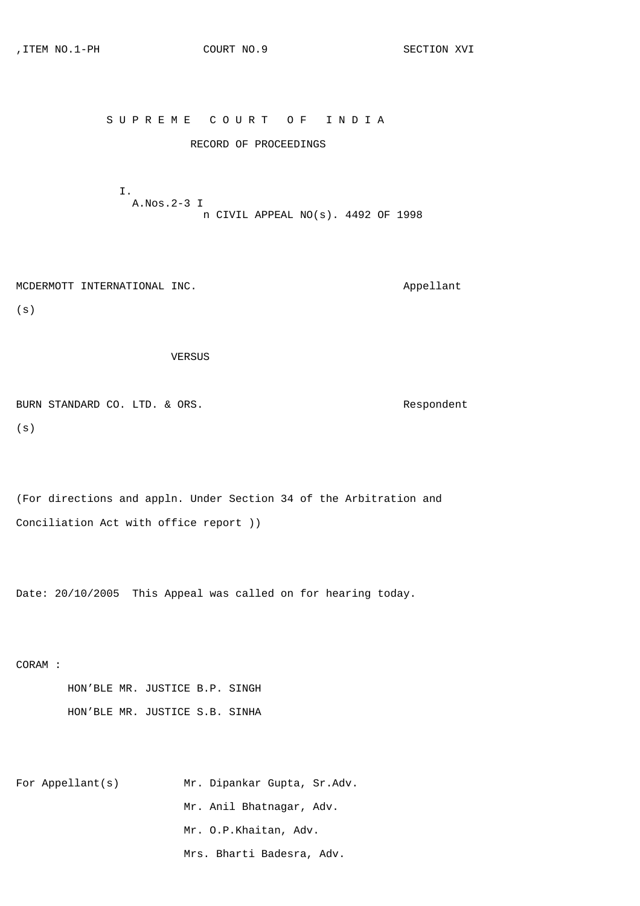,ITEM NO.1-PH COURT NO.9 SECTION XVI

# S U P R E M E C O U R T O F I N D I A

## RECORD OF PROCEEDINGS

I.A.Nos.2-3 In CIVIL APPEAL NO(s). 4492 OF 1998

MCDERMOTT INTERNATIONAL INC. Appellant(s)

VERSUS

BURN STANDARD CO. LTD. & ORS. Respondent(s)

(For directions and appln. Under Section 34 of the Arbitration and Conciliation Act with office report ))

Date: 20/10/2005 This Appeal was called on for hearing today.

CORAM :

HON'BLE MR. JUSTICE B.P. SINGH
HON'BLE MR. JUSTICE S.B. SINHA

For Appellant(s) Mr. Dipankar Gupta, Sr.Adv.
Mr. Anil Bhatnagar, Adv.
Mr. O.P.Khaitan, Adv.
Mrs. Bharti Badesra, Adv.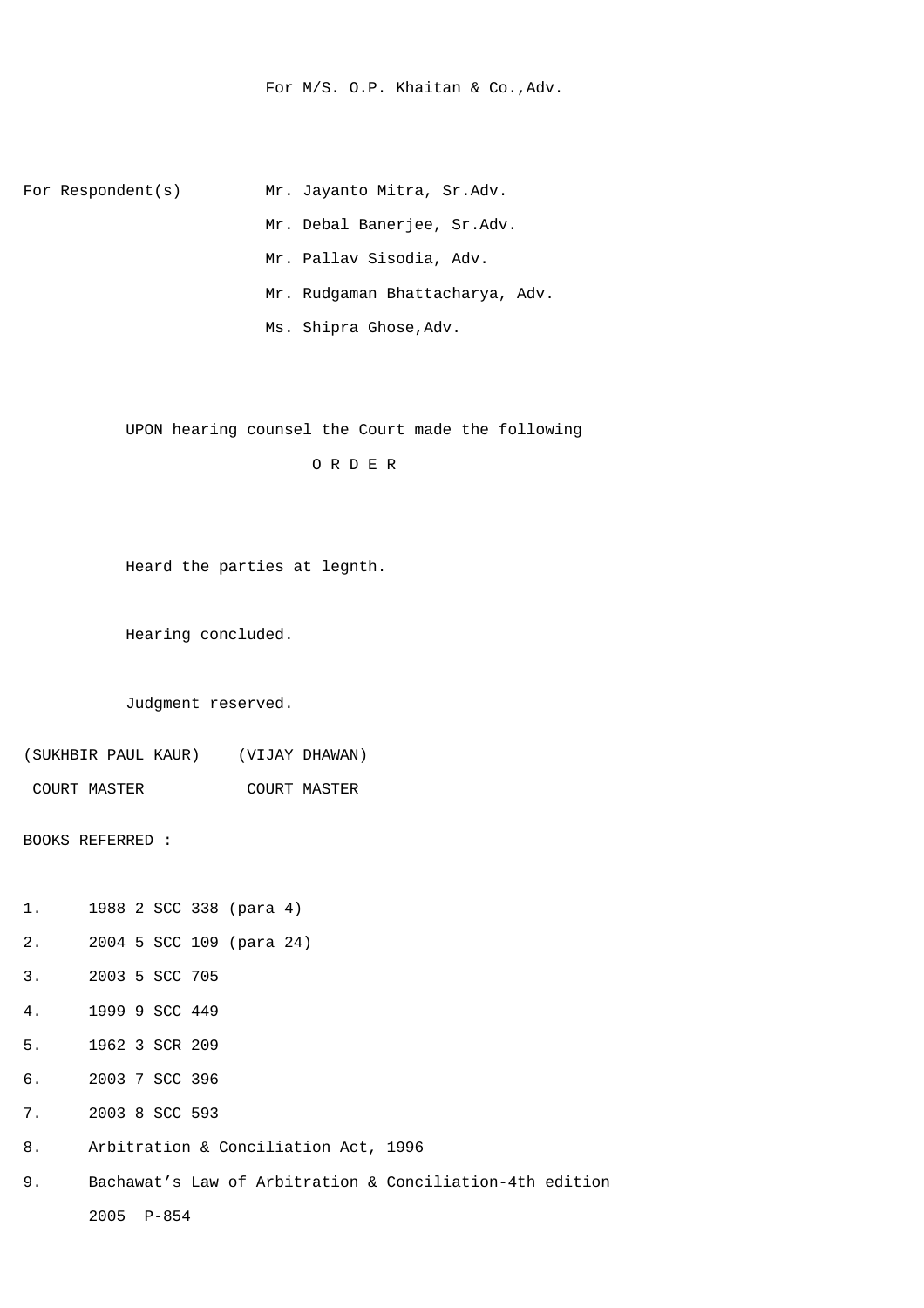For M/S. O.P. Khaitan & Co.,Adv.

For Respondent(s) Mr. Jayanto Mitra, Sr.Adv.
Mr. Debal Banerjee, Sr.Adv.
Mr. Pallav Sisodia, Adv.
Mr. Rudgaman Bhattacharya, Adv.
Ms. Shipra Ghose,Adv.

UPON hearing counsel the Court made the following

O R D E R

Heard the parties at legnth.

Hearing concluded.

Judgment reserved.

(SUKHBIR PAUL KAUR) (VIJAY DHAWAN)
COURT MASTER COURT MASTER

BOOKS REFERRED :

1. 1988 2 SCC 338 (para 4)
2. 2004 5 SCC 109 (para 24)
3. 2003 5 SCC 705
4. 1999 9 SCC 449
5. 1962 3 SCR 209
6. 2003 7 SCC 396
7. 2003 8 SCC 593
8. Arbitration & Conciliation Act, 1996
9. Bachawat's Law of Arbitration & Conciliation-4th edition 2005 P-854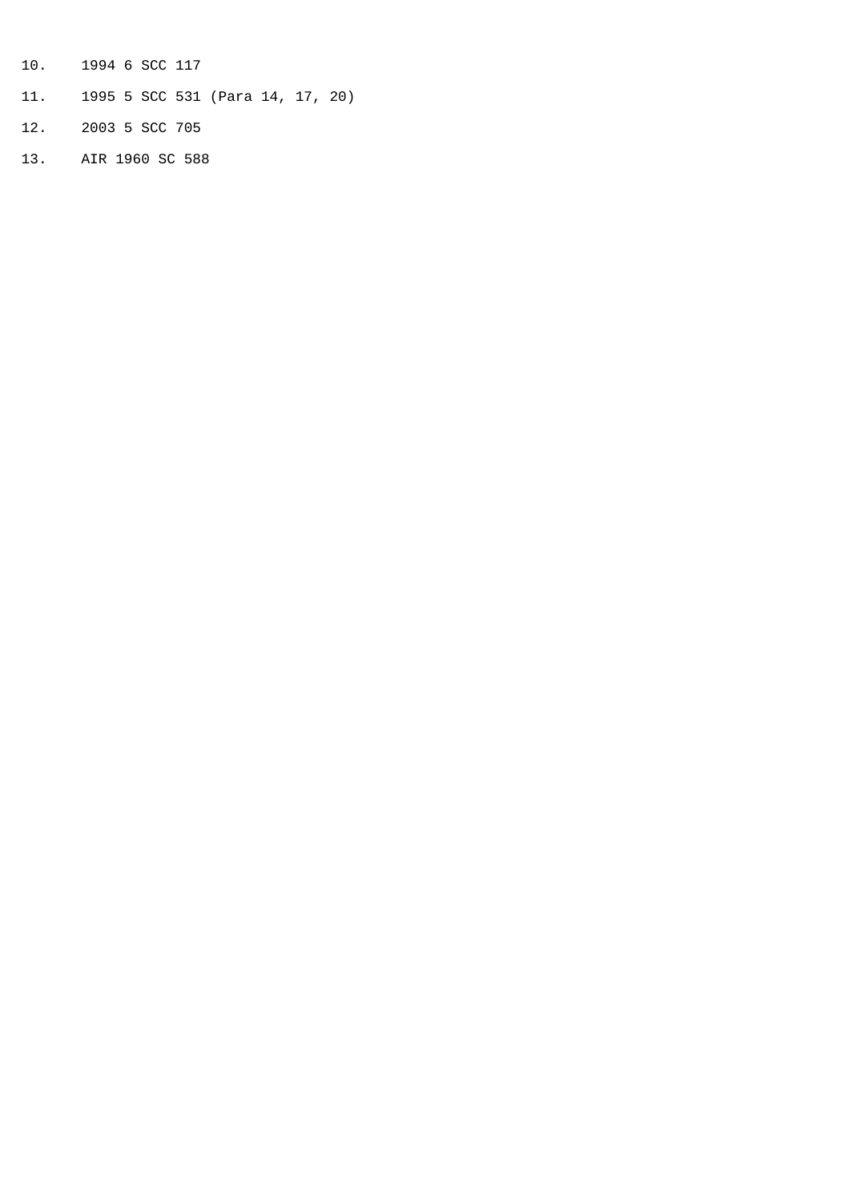10. 1994 6 SCC 117
11. 1995 5 SCC 531 (Para 14, 17, 20)
12. 2003 5 SCC 705
13. AIR 1960 SC 588